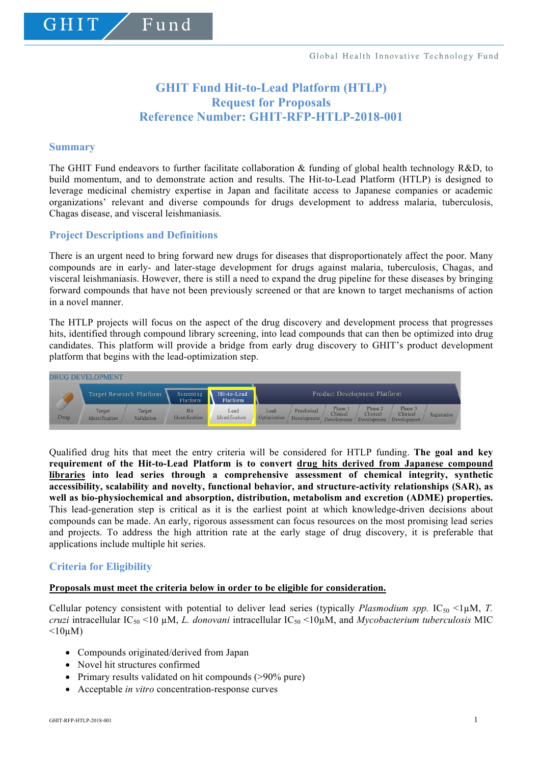GHIT Fund

Global Health Innovative Technology Fund

# GHIT Fund Hit-to-Lead Platform (HTLP)
# Request for Proposals
# Reference Number: GHIT-RFP-HTLP-2018-001

## Summary

The GHIT Fund endeavors to further facilitate collaboration & funding of global health technology R&D, to build momentum, and to demonstrate action and results. The Hit-to-Lead Platform (HTLP) is designed to leverage medicinal chemistry expertise in Japan and facilitate access to Japanese companies or academic organizations' relevant and diverse compounds for drugs development to address malaria, tuberculosis, Chagas disease, and visceral leishmaniasis.

## Project Descriptions and Definitions

There is an urgent need to bring forward new drugs for diseases that disproportionately affect the poor. Many compounds are in early- and later-stage development for drugs against malaria, tuberculosis, Chagas, and visceral leishmaniasis. However, there is still a need to expand the drug pipeline for these diseases by bringing forward compounds that have not been previously screened or that are known to target mechanisms of action in a novel manner.

The HTLP projects will focus on the aspect of the drug discovery and development process that progresses hits, identified through compound library screening, into lead compounds that can then be optimized into drug candidates. This platform will provide a bridge from early drug discovery to GHIT's product development platform that begins with the lead-optimization step.

DRUG DEVELOPMENT

| Drug | Target Research Platform | | Screening Platform | Hit-to-Lead Platform | Product Development Platform | | | | | |
|---|---|---|---|---|---|---|---|---|---|---|
| | Target Identification | Target Validation | Hit Identification | Lead Identification | Lead Optimization | Preclinical Development | Phase 1 Clinical Development | Phase 2 Clinical Development | Phase 3 Clinical Development | Registration |

Qualified drug hits that meet the entry criteria will be considered for HTLP funding. **The goal and key requirement of the Hit-to-Lead Platform is to convert <u>drug hits derived from Japanese compound libraries</u> into lead series through a comprehensive assessment of chemical integrity, synthetic accessibility, scalability and novelty, functional behavior, and structure-activity relationships (SAR), as well as bio-physiochemical and absorption, distribution, metabolism and excretion (ADME) properties.** This lead-generation step is critical as it is the earliest point at which knowledge-driven decisions about compounds can be made. An early, rigorous assessment can focus resources on the most promising lead series and projects. To address the high attrition rate at the early stage of drug discovery, it is preferable that applications include multiple hit series.

## Criteria for Eligibility

**<u>Proposals must meet the criteria below in order to be eligible for consideration.</u>**

Cellular potency consistent with potential to deliver lead series (typically *Plasmodium spp.* $IC_{50}$ <1µM, *T. cruzi* intracellular $IC_{50}$ <10 µM, *L. donovani* intracellular $IC_{50}$ <10µM, and *Mycobacterium tuberculosis* MIC <10µM)

- Compounds originated/derived from Japan
- Novel hit structures confirmed
- Primary results validated on hit compounds (>90% pure)
- Acceptable *in vitro* concentration-response curves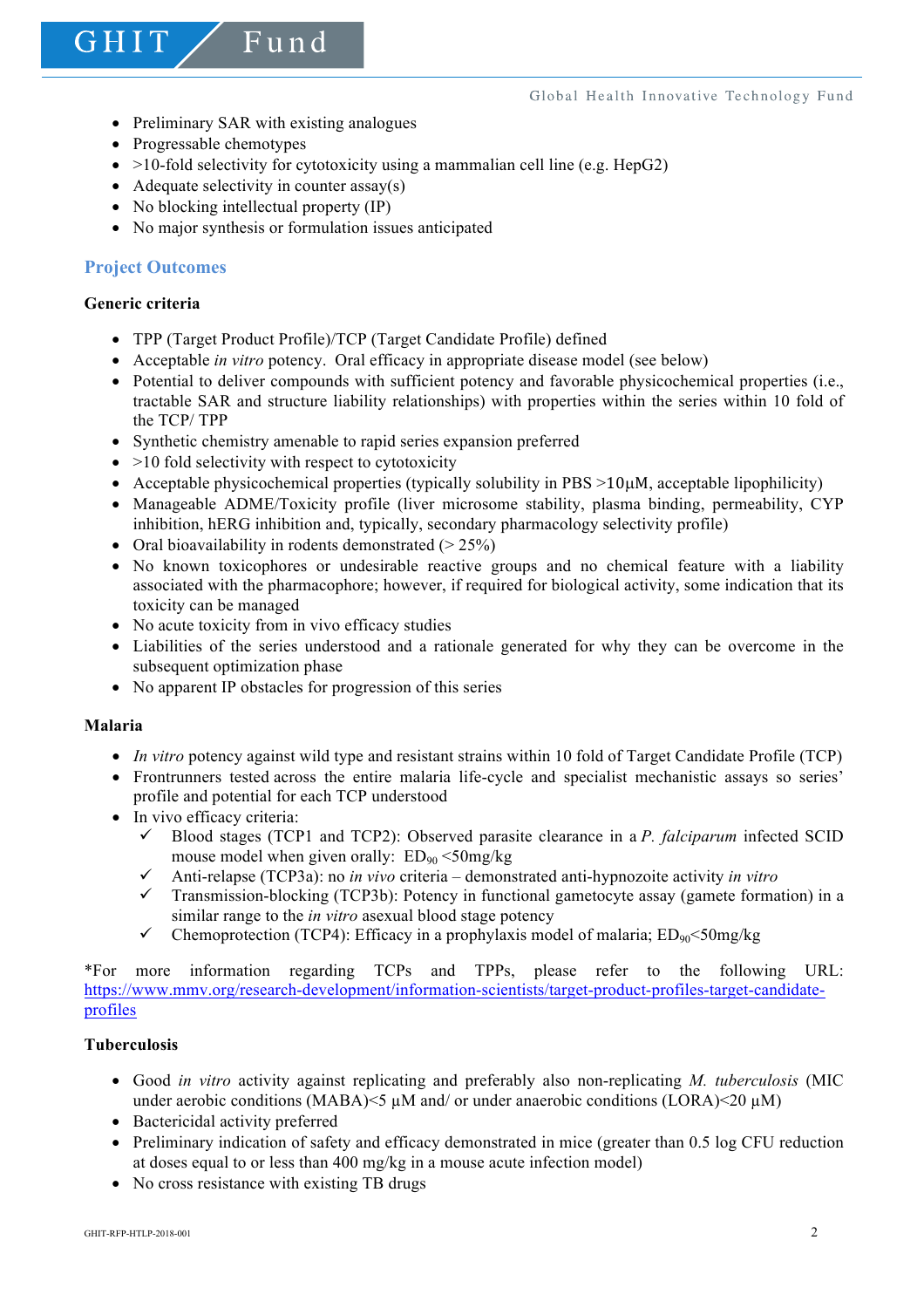- Preliminary SAR with existing analogues
- Progressable chemotypes
- >10-fold selectivity for cytotoxicity using a mammalian cell line (e.g. HepG2)
- Adequate selectivity in counter assay(s)
- No blocking intellectual property (IP)
- No major synthesis or formulation issues anticipated

## Project Outcomes

### Generic criteria

- TPP (Target Product Profile)/TCP (Target Candidate Profile) defined
- Acceptable *in vitro* potency. Oral efficacy in appropriate disease model (see below)
- Potential to deliver compounds with sufficient potency and favorable physicochemical properties (i.e., tractable SAR and structure liability relationships) with properties within the series within 10 fold of the TCP/ TPP
- Synthetic chemistry amenable to rapid series expansion preferred
- >10 fold selectivity with respect to cytotoxicity
- Acceptable physicochemical properties (typically solubility in PBS >10µM, acceptable lipophilicity)
- Manageable ADME/Toxicity profile (liver microsome stability, plasma binding, permeability, CYP inhibition, hERG inhibition and, typically, secondary pharmacology selectivity profile)
- Oral bioavailability in rodents demonstrated (> 25%)
- No known toxicophores or undesirable reactive groups and no chemical feature with a liability associated with the pharmacophore; however, if required for biological activity, some indication that its toxicity can be managed
- No acute toxicity from in vivo efficacy studies
- Liabilities of the series understood and a rationale generated for why they can be overcome in the subsequent optimization phase
- No apparent IP obstacles for progression of this series

### Malaria

- *In vitro* potency against wild type and resistant strains within 10 fold of Target Candidate Profile (TCP)
- Frontrunners tested across the entire malaria life-cycle and specialist mechanistic assays so series' profile and potential for each TCP understood
- In vivo efficacy criteria:
  - ✓ Blood stages (TCP1 and TCP2): Observed parasite clearance in a *P. falciparum* infected SCID mouse model when given orally: $ED_{90}$ <50mg/kg
  - ✓ Anti-relapse (TCP3a): no *in vivo* criteria – demonstrated anti-hypnozoite activity *in vitro*
  - ✓ Transmission-blocking (TCP3b): Potency in functional gametocyte assay (gamete formation) in a similar range to the *in vitro* asexual blood stage potency
  - ✓ Chemoprotection (TCP4): Efficacy in a prophylaxis model of malaria; $ED_{90}$<50mg/kg

*For more information regarding TCPs and TPPs, please refer to the following URL: https://www.mmv.org/research-development/information-scientists/target-product-profiles-target-candidate-profiles

### Tuberculosis

- Good *in vitro* activity against replicating and preferably also non-replicating *M. tuberculosis* (MIC under aerobic conditions (MABA)<5 µM and/ or under anaerobic conditions (LORA)<20 µM)
- Bactericidal activity preferred
- Preliminary indication of safety and efficacy demonstrated in mice (greater than 0.5 log CFU reduction at doses equal to or less than 400 mg/kg in a mouse acute infection model)
- No cross resistance with existing TB drugs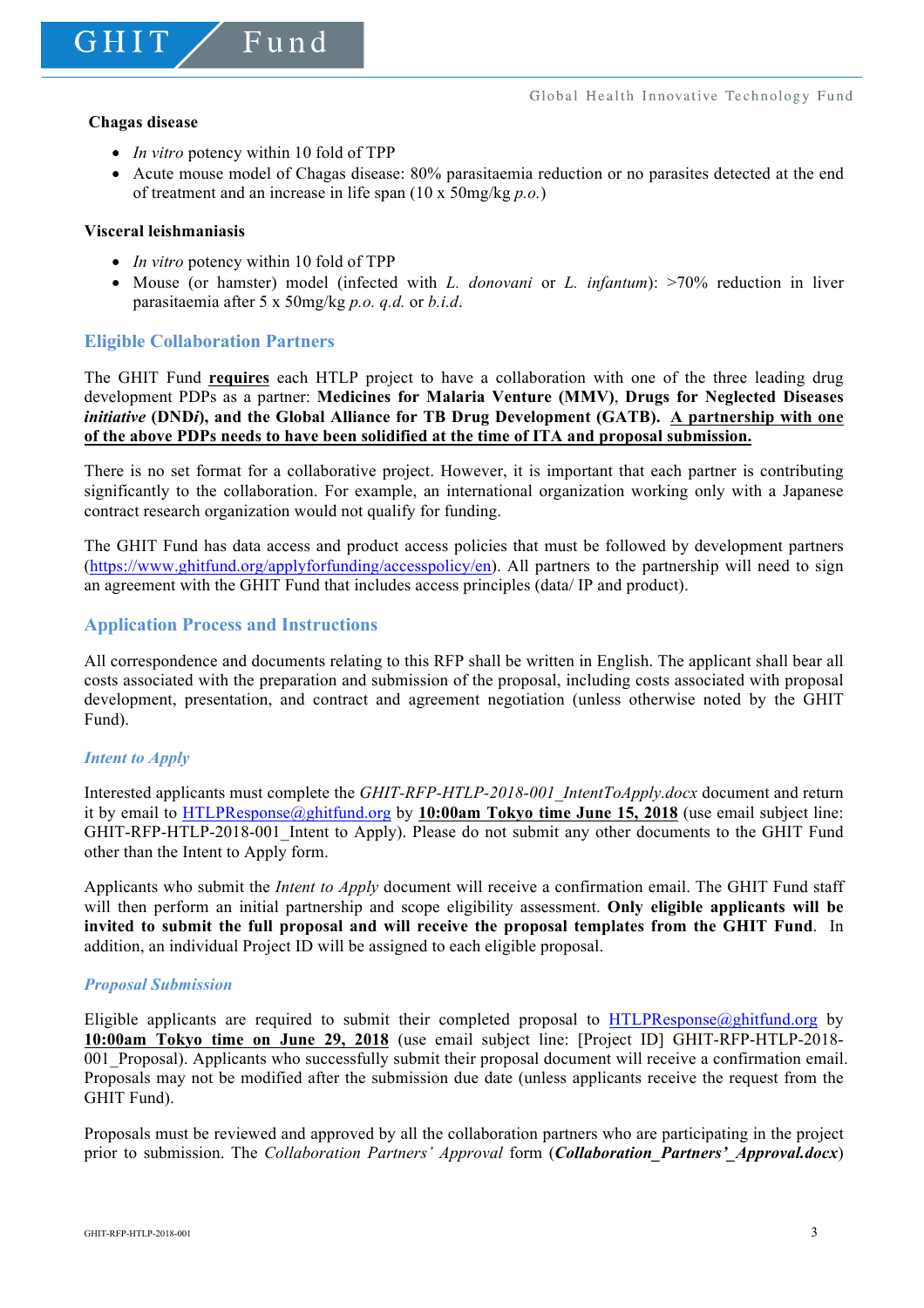**Chagas disease**

- *In vitro* potency within 10 fold of TPP
- Acute mouse model of Chagas disease: 80% parasitaemia reduction or no parasites detected at the end of treatment and an increase in life span (10 x 50mg/kg *p.o.*)

**Visceral leishmaniasis**

- *In vitro* potency within 10 fold of TPP
- Mouse (or hamster) model (infected with *L. donovani* or *L. infantum*): >70% reduction in liver parasitaemia after 5 x 50mg/kg *p.o. q.d.* or *b.i.d*.

## Eligible Collaboration Partners

The GHIT Fund **requires** each HTLP project to have a collaboration with one of the three leading drug development PDPs as a partner: **Medicines for Malaria Venture (MMV)**, **Drugs for Neglected Diseases *initiative* (DND*i*), and the Global Alliance for TB Drug Development (GATB). A partnership with one of the above PDPs needs to have been solidified at the time of ITA and proposal submission.**

There is no set format for a collaborative project. However, it is important that each partner is contributing significantly to the collaboration. For example, an international organization working only with a Japanese contract research organization would not qualify for funding.

The GHIT Fund has data access and product access policies that must be followed by development partners (https://www.ghitfund.org/applyforfunding/accesspolicy/en). All partners to the partnership will need to sign an agreement with the GHIT Fund that includes access principles (data/ IP and product).

## Application Process and Instructions

All correspondence and documents relating to this RFP shall be written in English. The applicant shall bear all costs associated with the preparation and submission of the proposal, including costs associated with proposal development, presentation, and contract and agreement negotiation (unless otherwise noted by the GHIT Fund).

### *Intent to Apply*

Interested applicants must complete the *GHIT-RFP-HTLP-2018-001_IntentToApply.docx* document and return it by email to HTLPResponse@ghitfund.org by **10:00am Tokyo time June 15, 2018** (use email subject line: GHIT-RFP-HTLP-2018-001_Intent to Apply). Please do not submit any other documents to the GHIT Fund other than the Intent to Apply form.

Applicants who submit the *Intent to Apply* document will receive a confirmation email. The GHIT Fund staff will then perform an initial partnership and scope eligibility assessment. **Only eligible applicants will be invited to submit the full proposal and will receive the proposal templates from the GHIT Fund**. In addition, an individual Project ID will be assigned to each eligible proposal.

### *Proposal Submission*

Eligible applicants are required to submit their completed proposal to HTLPResponse@ghitfund.org by **10:00am Tokyo time on June 29, 2018** (use email subject line: [Project ID] GHIT-RFP-HTLP-2018-001_Proposal). Applicants who successfully submit their proposal document will receive a confirmation email. Proposals may not be modified after the submission due date (unless applicants receive the request from the GHIT Fund).

Proposals must be reviewed and approved by all the collaboration partners who are participating in the project prior to submission. The *Collaboration Partners' Approval* form (***Collaboration_Partners'_Approval.docx***)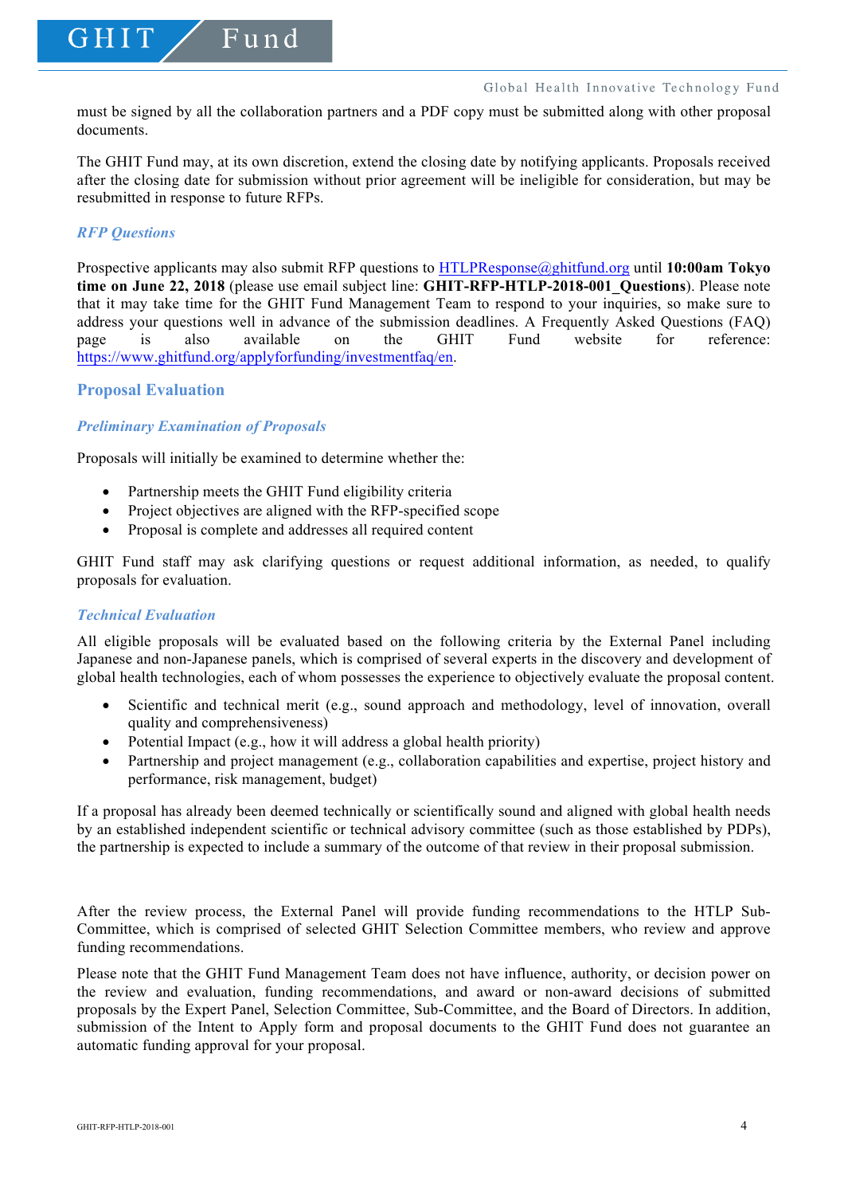must be signed by all the collaboration partners and a PDF copy must be submitted along with other proposal documents.

The GHIT Fund may, at its own discretion, extend the closing date by notifying applicants. Proposals received after the closing date for submission without prior agreement will be ineligible for consideration, but may be resubmitted in response to future RFPs.

### *RFP Questions*

Prospective applicants may also submit RFP questions to HTLPResponse@ghitfund.org until **10:00am Tokyo time on June 22, 2018** (please use email subject line: **GHIT-RFP-HTLP-2018-001_Questions**). Please note that it may take time for the GHIT Fund Management Team to respond to your inquiries, so make sure to address your questions well in advance of the submission deadlines. A Frequently Asked Questions (FAQ) page is also available on the GHIT Fund website for reference: https://www.ghitfund.org/applyforfunding/investmentfaq/en.

## Proposal Evaluation

### *Preliminary Examination of Proposals*

Proposals will initially be examined to determine whether the:

- Partnership meets the GHIT Fund eligibility criteria
- Project objectives are aligned with the RFP-specified scope
- Proposal is complete and addresses all required content

GHIT Fund staff may ask clarifying questions or request additional information, as needed, to qualify proposals for evaluation.

### *Technical Evaluation*

All eligible proposals will be evaluated based on the following criteria by the External Panel including Japanese and non-Japanese panels, which is comprised of several experts in the discovery and development of global health technologies, each of whom possesses the experience to objectively evaluate the proposal content.

- Scientific and technical merit (e.g., sound approach and methodology, level of innovation, overall quality and comprehensiveness)
- Potential Impact (e.g., how it will address a global health priority)
- Partnership and project management (e.g., collaboration capabilities and expertise, project history and performance, risk management, budget)

If a proposal has already been deemed technically or scientifically sound and aligned with global health needs by an established independent scientific or technical advisory committee (such as those established by PDPs), the partnership is expected to include a summary of the outcome of that review in their proposal submission.

After the review process, the External Panel will provide funding recommendations to the HTLP Sub-Committee, which is comprised of selected GHIT Selection Committee members, who review and approve funding recommendations.

Please note that the GHIT Fund Management Team does not have influence, authority, or decision power on the review and evaluation, funding recommendations, and award or non-award decisions of submitted proposals by the Expert Panel, Selection Committee, Sub-Committee, and the Board of Directors. In addition, submission of the Intent to Apply form and proposal documents to the GHIT Fund does not guarantee an automatic funding approval for your proposal.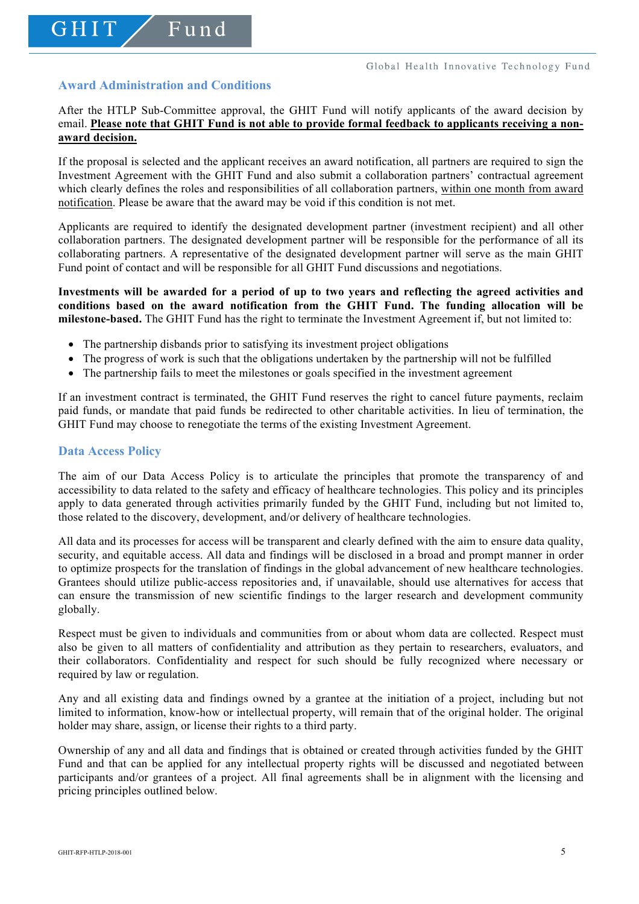## Award Administration and Conditions

After the HTLP Sub-Committee approval, the GHIT Fund will notify applicants of the award decision by email. **Please note that GHIT Fund is not able to provide formal feedback to applicants receiving a non-award decision.**

If the proposal is selected and the applicant receives an award notification, all partners are required to sign the Investment Agreement with the GHIT Fund and also submit a collaboration partners' contractual agreement which clearly defines the roles and responsibilities of all collaboration partners, within one month from award notification. Please be aware that the award may be void if this condition is not met.

Applicants are required to identify the designated development partner (investment recipient) and all other collaboration partners. The designated development partner will be responsible for the performance of all its collaborating partners. A representative of the designated development partner will serve as the main GHIT Fund point of contact and will be responsible for all GHIT Fund discussions and negotiations.

**Investments will be awarded for a period of up to two years and reflecting the agreed activities and conditions based on the award notification from the GHIT Fund. The funding allocation will be milestone-based.** The GHIT Fund has the right to terminate the Investment Agreement if, but not limited to:

- The partnership disbands prior to satisfying its investment project obligations
- The progress of work is such that the obligations undertaken by the partnership will not be fulfilled
- The partnership fails to meet the milestones or goals specified in the investment agreement

If an investment contract is terminated, the GHIT Fund reserves the right to cancel future payments, reclaim paid funds, or mandate that paid funds be redirected to other charitable activities. In lieu of termination, the GHIT Fund may choose to renegotiate the terms of the existing Investment Agreement.

## Data Access Policy

The aim of our Data Access Policy is to articulate the principles that promote the transparency of and accessibility to data related to the safety and efficacy of healthcare technologies. This policy and its principles apply to data generated through activities primarily funded by the GHIT Fund, including but not limited to, those related to the discovery, development, and/or delivery of healthcare technologies.

All data and its processes for access will be transparent and clearly defined with the aim to ensure data quality, security, and equitable access. All data and findings will be disclosed in a broad and prompt manner in order to optimize prospects for the translation of findings in the global advancement of new healthcare technologies. Grantees should utilize public-access repositories and, if unavailable, should use alternatives for access that can ensure the transmission of new scientific findings to the larger research and development community globally.

Respect must be given to individuals and communities from or about whom data are collected. Respect must also be given to all matters of confidentiality and attribution as they pertain to researchers, evaluators, and their collaborators. Confidentiality and respect for such should be fully recognized where necessary or required by law or regulation.

Any and all existing data and findings owned by a grantee at the initiation of a project, including but not limited to information, know-how or intellectual property, will remain that of the original holder. The original holder may share, assign, or license their rights to a third party.

Ownership of any and all data and findings that is obtained or created through activities funded by the GHIT Fund and that can be applied for any intellectual property rights will be discussed and negotiated between participants and/or grantees of a project. All final agreements shall be in alignment with the licensing and pricing principles outlined below.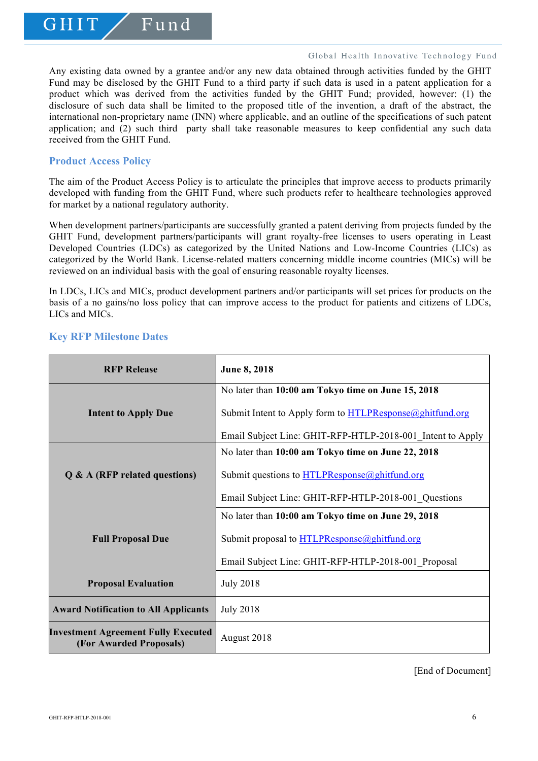Any existing data owned by a grantee and/or any new data obtained through activities funded by the GHIT Fund may be disclosed by the GHIT Fund to a third party if such data is used in a patent application for a product which was derived from the activities funded by the GHIT Fund; provided, however: (1) the disclosure of such data shall be limited to the proposed title of the invention, a draft of the abstract, the international non-proprietary name (INN) where applicable, and an outline of the specifications of such patent application; and (2) such third party shall take reasonable measures to keep confidential any such data received from the GHIT Fund.

## Product Access Policy

The aim of the Product Access Policy is to articulate the principles that improve access to products primarily developed with funding from the GHIT Fund, where such products refer to healthcare technologies approved for market by a national regulatory authority.

When development partners/participants are successfully granted a patent deriving from projects funded by the GHIT Fund, development partners/participants will grant royalty-free licenses to users operating in Least Developed Countries (LDCs) as categorized by the United Nations and Low-Income Countries (LICs) as categorized by the World Bank. License-related matters concerning middle income countries (MICs) will be reviewed on an individual basis with the goal of ensuring reasonable royalty licenses.

In LDCs, LICs and MICs, product development partners and/or participants will set prices for products on the basis of a no gains/no loss policy that can improve access to the product for patients and citizens of LDCs, LICs and MICs.

## Key RFP Milestone Dates

| | |
|---|---|
| **RFP Release** | **June 8, 2018** |
| **Intent to Apply Due** | No later than **10:00 am Tokyo time on June 15, 2018**<br><br>Submit Intent to Apply form to HTLPResponse@ghitfund.org<br><br>Email Subject Line: GHIT-RFP-HTLP-2018-001_Intent to Apply |
| **Q & A (RFP related questions)** | No later than **10:00 am Tokyo time on June 22, 2018**<br><br>Submit questions to HTLPResponse@ghitfund.org<br><br>Email Subject Line: GHIT-RFP-HTLP-2018-001_Questions |
| **Full Proposal Due** | No later than **10:00 am Tokyo time on June 29, 2018**<br><br>Submit proposal to HTLPResponse@ghitfund.org<br><br>Email Subject Line: GHIT-RFP-HTLP-2018-001_Proposal |
| **Proposal Evaluation** | July 2018 |
| **Award Notification to All Applicants** | July 2018 |
| **Investment Agreement Fully Executed (For Awarded Proposals)** | August 2018 |

[End of Document]